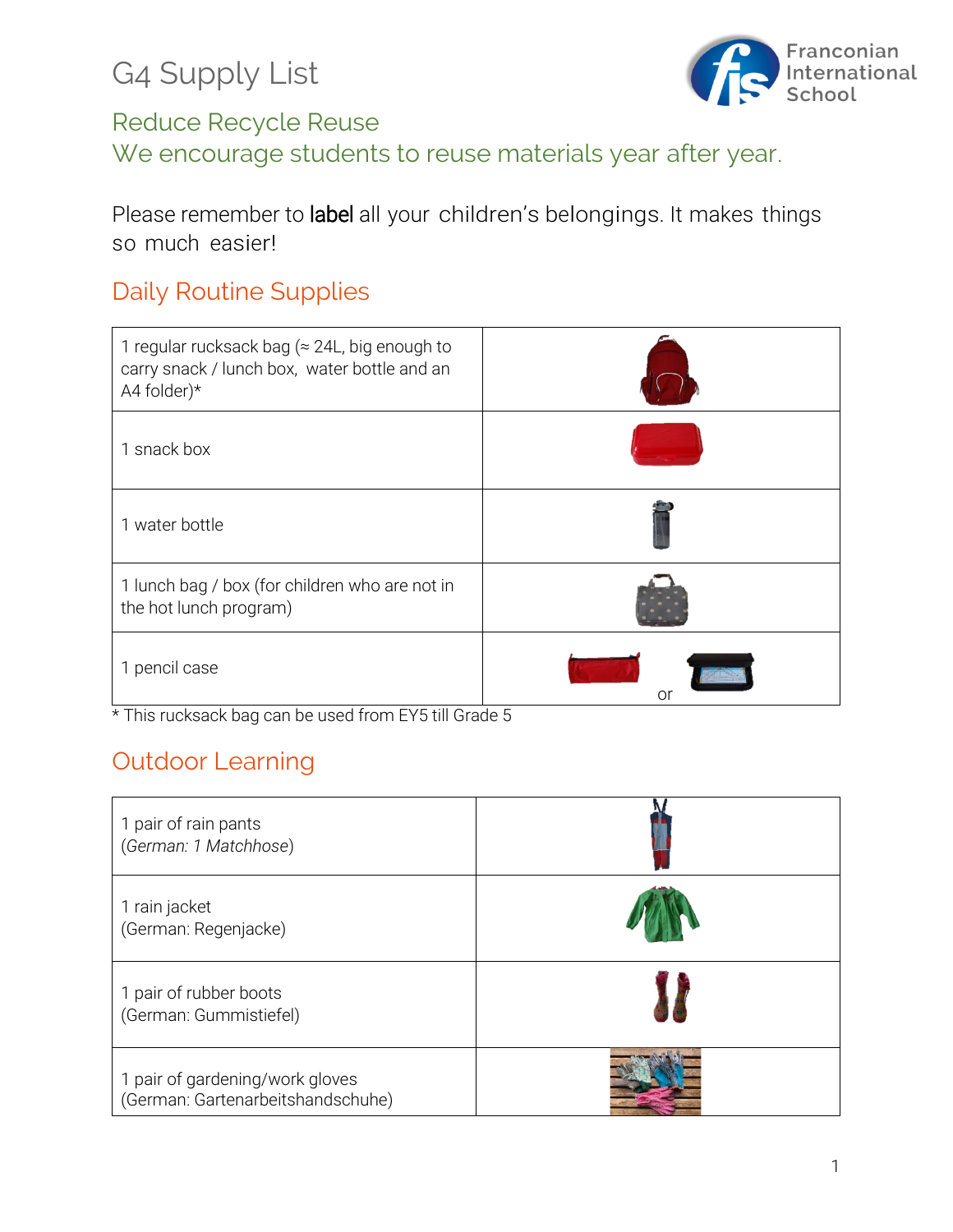# G4 Supply List

Franconian International School

## Reduce Recycle Reuse

## We encourage students to reuse materials year after year.

Please remember to **label** all your children's belongings. It makes things so much easier!

## Daily Routine Supplies

| | |
|---|---|
| 1 regular rucksack bag (≈ 24L, big enough to carry snack / lunch box, water bottle and an A4 folder)* | |
| 1 snack box | |
| 1 water bottle | |
| 1 lunch bag / box (for children who are not in the hot lunch program) | |
| 1 pencil case | or |

\* This rucksack bag can be used from EY5 till Grade 5

## Outdoor Learning

| | |
|---|---|
| 1 pair of rain pants<br>(*German: 1 Matchhose*) | |
| 1 rain jacket<br>(German: Regenjacke) | |
| 1 pair of rubber boots<br>(German: Gummistiefel) | |
| 1 pair of gardening/work gloves<br>(German: Gartenarbeitshandschuhe) | |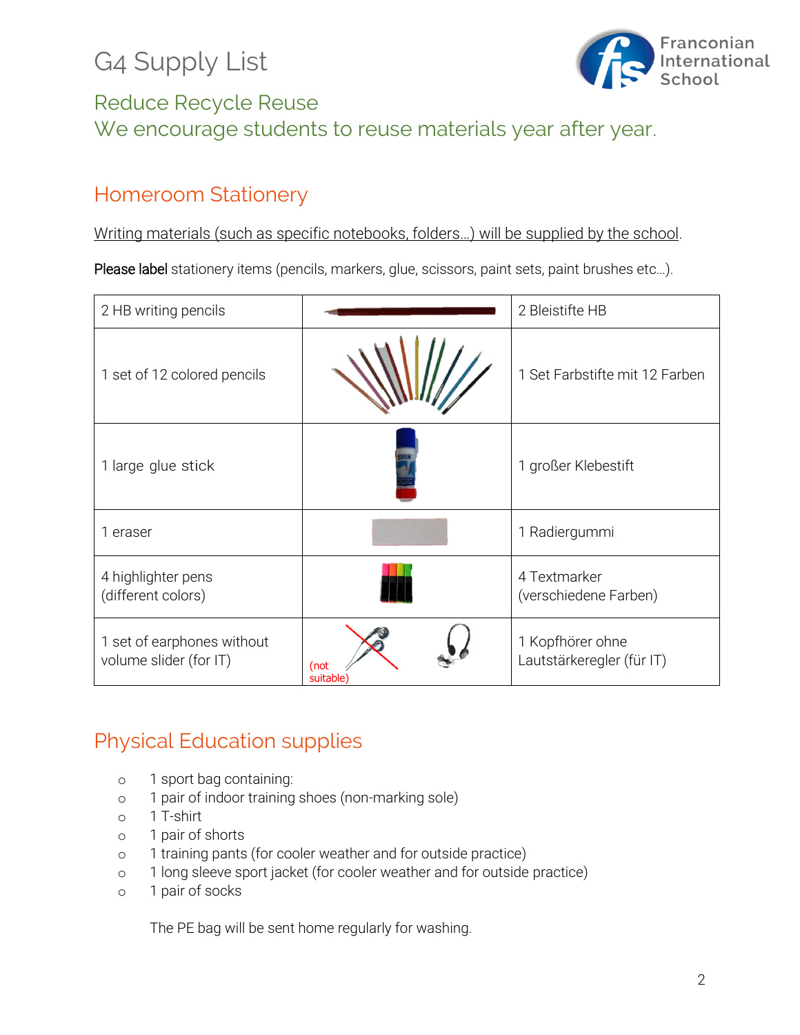# G4 Supply List

Reduce Recycle Reuse
We encourage students to reuse materials year after year.

## Homeroom Stationery

Writing materials (such as specific notebooks, folders…) will be supplied by the school.

**Please label** stationery items (pencils, markers, glue, scissors, paint sets, paint brushes etc…).

| | | |
|---|---|---|
| 2 HB writing pencils | | 2 Bleistifte HB |
| 1 set of 12 colored pencils | | 1 Set Farbstifte mit 12 Farben |
| 1 large glue stick | | 1 großer Klebestift |
| 1 eraser | | 1 Radiergummi |
| 4 highlighter pens (different colors) | | 4 Textmarker (verschiedene Farben) |
| 1 set of earphones without volume slider (for IT) | (not suitable) | 1 Kopfhörer ohne Lautstärkeregler (für IT) |

## Physical Education supplies

- 1 sport bag containing:
- 1 pair of indoor training shoes (non-marking sole)
- 1 T-shirt
- 1 pair of shorts
- 1 training pants (for cooler weather and for outside practice)
- 1 long sleeve sport jacket (for cooler weather and for outside practice)
- 1 pair of socks

The PE bag will be sent home regularly for washing.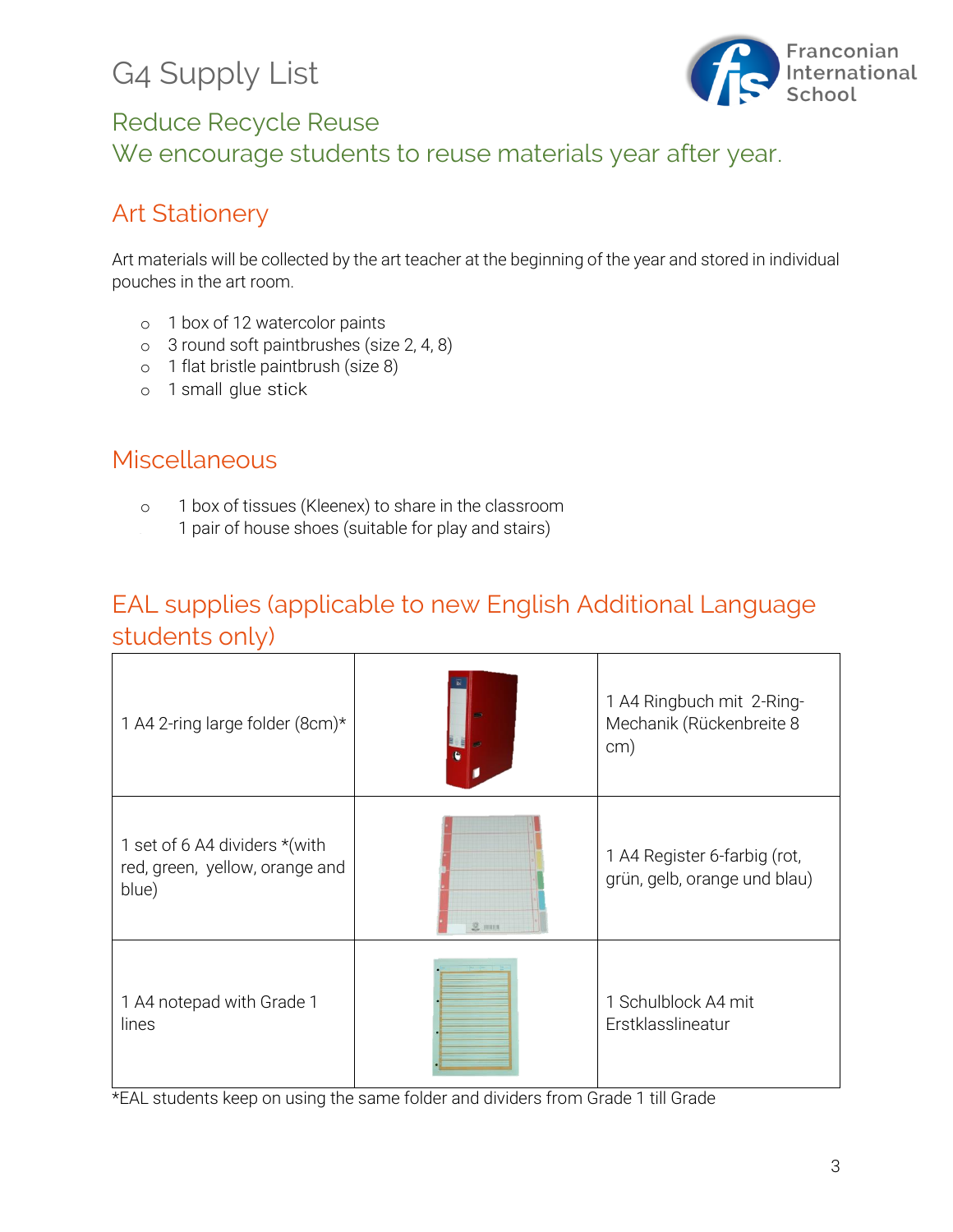# G4 Supply List

## Reduce Recycle Reuse
## We encourage students to reuse materials year after year.

## Art Stationery

Art materials will be collected by the art teacher at the beginning of the year and stored in individual pouches in the art room.

- 1 box of 12 watercolor paints
- 3 round soft paintbrushes (size 2, 4, 8)
- 1 flat bristle paintbrush (size 8)
- 1 small glue stick

## Miscellaneous

- 1 box of tissues (Kleenex) to share in the classroom
  1 pair of house shoes (suitable for play and stairs)

## EAL supplies (applicable to new English Additional Language students only)

| | | |
|---|---|---|
| 1 A4 2-ring large folder (8cm)* | | 1 A4 Ringbuch mit 2-Ring-Mechanik (Rückenbreite 8 cm) |
| 1 set of 6 A4 dividers *(with red, green, yellow, orange and blue) | | 1 A4 Register 6-farbig (rot, grün, gelb, orange und blau) |
| 1 A4 notepad with Grade 1 lines | | 1 Schulblock A4 mit Erstklasslineatur |

*EAL students keep on using the same folder and dividers from Grade 1 till Grade